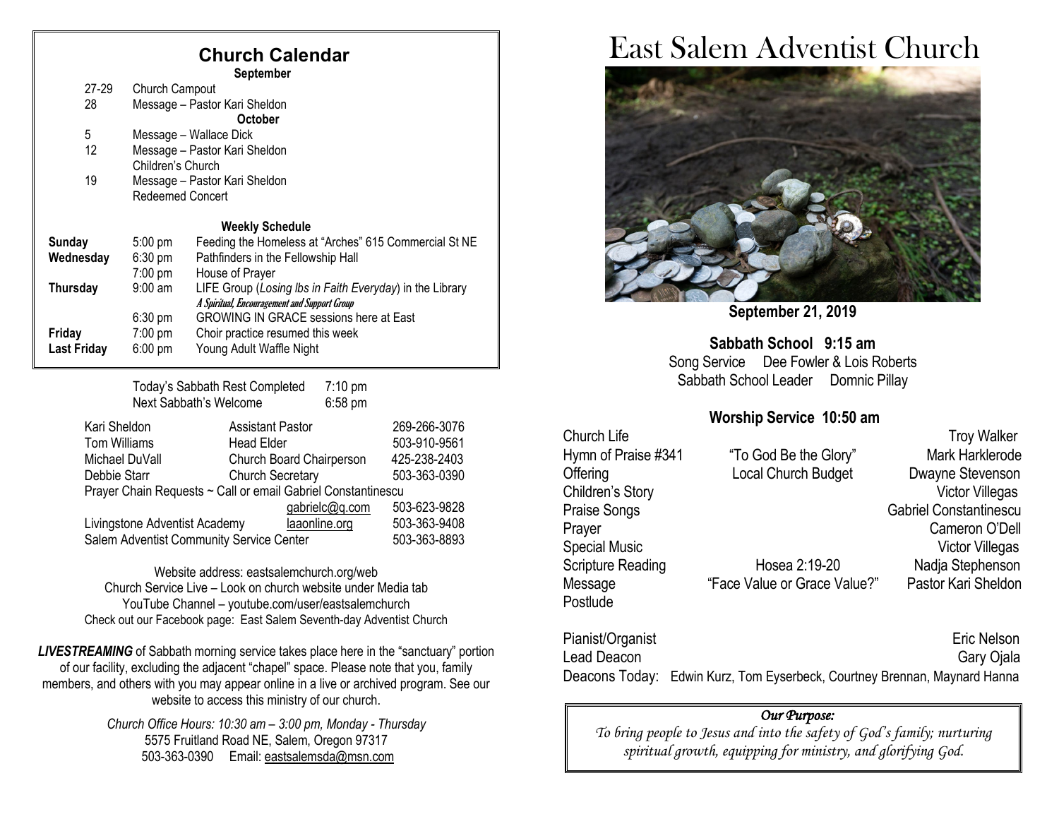## Church Calendar

**September**

| | |
|---|---|
| 27-29 | Church Campout |
| 28 | Message – Pastor Kari Sheldon |

**October**

| | |
|---|---|
| 5 | Message – Wallace Dick |
| 12 | Message – Pastor Kari Sheldon<br>Children's Church |
| 19 | Message – Pastor Kari Sheldon<br>Redeemed Concert |

**Weekly Schedule**

| | | |
|---|---|---|
| **Sunday** | 5:00 pm | Feeding the Homeless at "Arches" 615 Commercial St NE |
| **Wednesday** | 6:30 pm | Pathfinders in the Fellowship Hall |
| | 7:00 pm | House of Prayer |
| **Thursday** | 9:00 am | LIFE Group (*Losing lbs in Faith Everyday*) in the Library<br>*A Spiritual, Encouragement and Support Group* |
| | 6:30 pm | GROWING IN GRACE sessions here at East |
| **Friday** | 7:00 pm | Choir practice resumed this week |
| **Last Friday** | 6:00 pm | Young Adult Waffle Night |

Today's Sabbath Rest Completed 7:10 pm
Next Sabbath's Welcome 6:58 pm

| | | |
|---|---|---|
| Kari Sheldon | Assistant Pastor | 269-266-3076 |
| Tom Williams | Head Elder | 503-910-9561 |
| Michael DuVall | Church Board Chairperson | 425-238-2403 |
| Debbie Starr | Church Secretary | 503-363-0390 |
| Prayer Chain Requests ~ Call or email Gabriel Constantinescu | | |
| | gabrielc@q.com | 503-623-9828 |
| Livingstone Adventist Academy | laaonline.org | 503-363-9408 |
| Salem Adventist Community Service Center | | 503-363-8893 |

Website address: eastsalemchurch.org/web
Church Service Live – Look on church website under Media tab
YouTube Channel – youtube.com/user/eastsalemchurch
Check out our Facebook page: East Salem Seventh-day Adventist Church

***LIVESTREAMING*** of Sabbath morning service takes place here in the "sanctuary" portion of our facility, excluding the adjacent "chapel" space. Please note that you, family members, and others with you may appear online in a live or archived program. See our website to access this ministry of our church.

*Church Office Hours: 10:30 am – 3:00 pm, Monday - Thursday*
5575 Fruitland Road NE, Salem, Oregon 97317
503-363-0390 Email: eastsalemsda@msn.com

# East Salem Adventist Church

**September 21, 2019**

**Sabbath School 9:15 am**
Song Service Dee Fowler & Lois Roberts
Sabbath School Leader Domnic Pillay

**Worship Service 10:50 am**

| | | |
|---|---|---|
| Church Life | | Troy Walker |
| Hymn of Praise #341 | "To God Be the Glory" | Mark Harklerode |
| Offering | Local Church Budget | Dwayne Stevenson |
| Children's Story | | Victor Villegas |
| Praise Songs | | Gabriel Constantinescu |
| Prayer | | Cameron O'Dell |
| Special Music | | Victor Villegas |
| Scripture Reading | Hosea 2:19-20 | Nadja Stephenson |
| Message | "Face Value or Grace Value?" | Pastor Kari Sheldon |
| Postlude | | |

Pianist/Organist Eric Nelson
Lead Deacon Gary Ojala
Deacons Today: Edwin Kurz, Tom Eyserbeck, Courtney Brennan, Maynard Hanna

*Our Purpose:*
*To bring people to Jesus and into the safety of God's family; nurturing spiritual growth, equipping for ministry, and glorifying God.*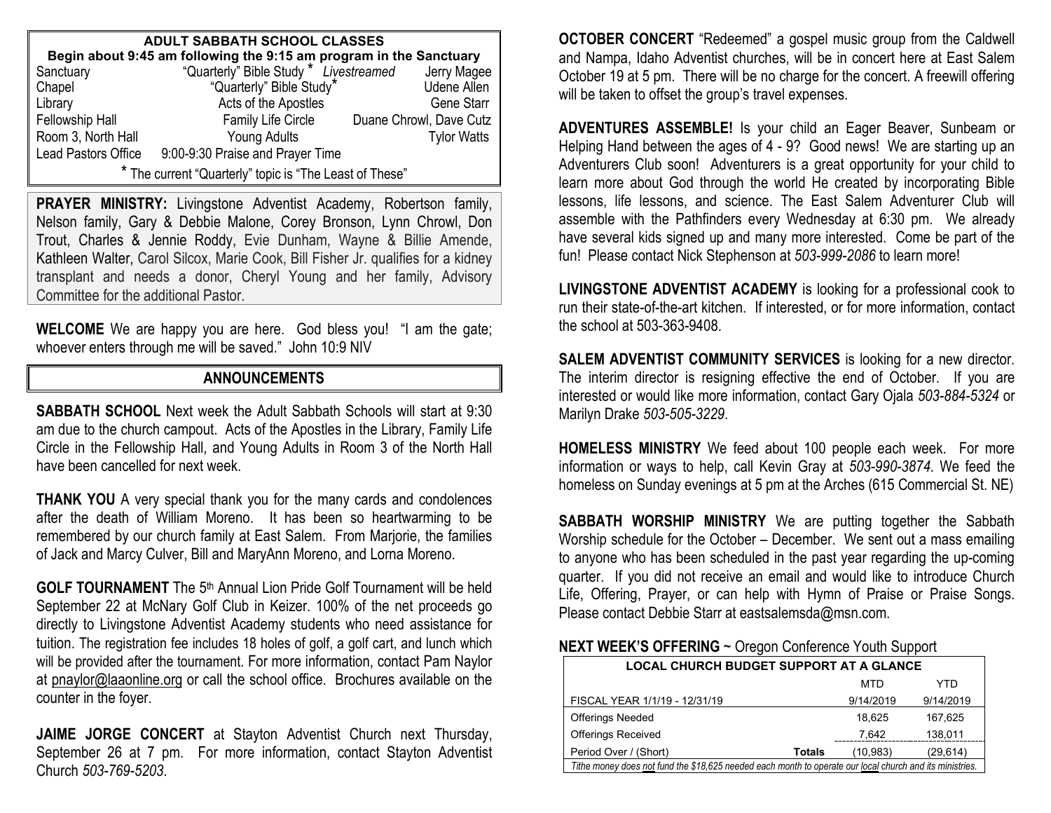## ADULT SABBATH SCHOOL CLASSES

**Begin about 9:45 am following the 9:15 am program in the Sanctuary**

| Location | Class | Teacher |
|---|---|---|
| Sanctuary | "Quarterly" Bible Study * *Livestreamed* | Jerry Magee |
| Chapel | "Quarterly" Bible Study* | Udene Allen |
| Library | Acts of the Apostles | Gene Starr |
| Fellowship Hall | Family Life Circle | Duane Chrowl, Dave Cutz |
| Room 3, North Hall | Young Adults | Tylor Watts |
| Lead Pastors Office | 9:00-9:30 Praise and Prayer Time | |

* The current "Quarterly" topic is "The Least of These"

**PRAYER MINISTRY:** Livingstone Adventist Academy, Robertson family, Nelson family, Gary & Debbie Malone, Corey Bronson, Lynn Chrowl, Don Trout, Charles & Jennie Roddy, Evie Dunham, Wayne & Billie Amende, Kathleen Walter, Carol Silcox, Marie Cook, Bill Fisher Jr. qualifies for a kidney transplant and needs a donor, Cheryl Young and her family, Advisory Committee for the additional Pastor.

**WELCOME** We are happy you are here. God bless you! "I am the gate; whoever enters through me will be saved." John 10:9 NIV

## ANNOUNCEMENTS

**SABBATH SCHOOL** Next week the Adult Sabbath Schools will start at 9:30 am due to the church campout. Acts of the Apostles in the Library, Family Life Circle in the Fellowship Hall, and Young Adults in Room 3 of the North Hall have been cancelled for next week.

**THANK YOU** A very special thank you for the many cards and condolences after the death of William Moreno. It has been so heartwarming to be remembered by our church family at East Salem. From Marjorie, the families of Jack and Marcy Culver, Bill and MaryAnn Moreno, and Lorna Moreno.

**GOLF TOURNAMENT** The 5th Annual Lion Pride Golf Tournament will be held September 22 at McNary Golf Club in Keizer. 100% of the net proceeds go directly to Livingstone Adventist Academy students who need assistance for tuition. The registration fee includes 18 holes of golf, a golf cart, and lunch which will be provided after the tournament. For more information, contact Pam Naylor at pnaylor@laaonline.org or call the school office. Brochures available on the counter in the foyer.

**JAIME JORGE CONCERT** at Stayton Adventist Church next Thursday, September 26 at 7 pm. For more information, contact Stayton Adventist Church *503-769-5203*.

**OCTOBER CONCERT** "Redeemed" a gospel music group from the Caldwell and Nampa, Idaho Adventist churches, will be in concert here at East Salem October 19 at 5 pm. There will be no charge for the concert. A freewill offering will be taken to offset the group's travel expenses.

**ADVENTURES ASSEMBLE!** Is your child an Eager Beaver, Sunbeam or Helping Hand between the ages of 4 - 9? Good news! We are starting up an Adventurers Club soon! Adventurers is a great opportunity for your child to learn more about God through the world He created by incorporating Bible lessons, life lessons, and science. The East Salem Adventurer Club will assemble with the Pathfinders every Wednesday at 6:30 pm. We already have several kids signed up and many more interested. Come be part of the fun! Please contact Nick Stephenson at *503-999-2086* to learn more!

**LIVINGSTONE ADVENTIST ACADEMY** is looking for a professional cook to run their state-of-the-art kitchen. If interested, or for more information, contact the school at 503-363-9408.

**SALEM ADVENTIST COMMUNITY SERVICES** is looking for a new director. The interim director is resigning effective the end of October. If you are interested or would like more information, contact Gary Ojala *503-884-5324* or Marilyn Drake *503-505-3229*.

**HOMELESS MINISTRY** We feed about 100 people each week. For more information or ways to help, call Kevin Gray at *503-990-3874.* We feed the homeless on Sunday evenings at 5 pm at the Arches (615 Commercial St. NE)

**SABBATH WORSHIP MINISTRY** We are putting together the Sabbath Worship schedule for the October – December. We sent out a mass emailing to anyone who has been scheduled in the past year regarding the up-coming quarter. If you did not receive an email and would like to introduce Church Life, Offering, Prayer, or can help with Hymn of Praise or Praise Songs. Please contact Debbie Starr at eastsalemsda@msn.com.

**NEXT WEEK'S OFFERING** ~ Oregon Conference Youth Support

| LOCAL CHURCH BUDGET SUPPORT AT A GLANCE | | | |
|---|---|---|---|
| | | MTD | YTD |
| FISCAL YEAR 1/1/19 - 12/31/19 | | 9/14/2019 | 9/14/2019 |
| Offerings Needed | | 18,625 | 167,625 |
| Offerings Received | | 7,642 | 138,011 |
| Period Over / (Short) | **Totals** | (10,983) | (29,614) |

*Tithe money does not fund the $18,625 needed each month to operate our local church and its ministries.*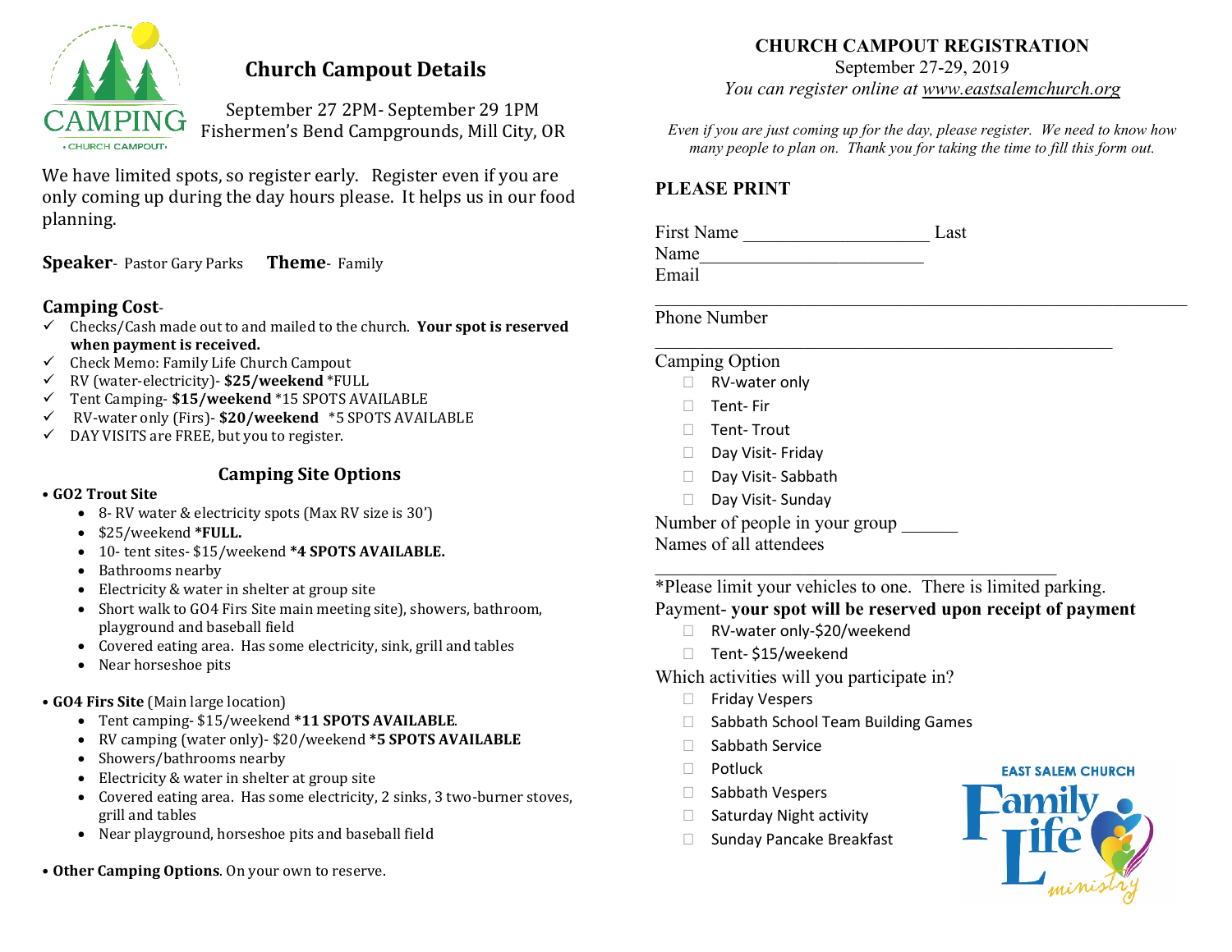# Church Campout Details

September 27 2PM- September 29 1PM
Fishermen's Bend Campgrounds, Mill City, OR

We have limited spots, so register early. Register even if you are only coming up during the day hours please. It helps us in our food planning.

**Speaker**- Pastor Gary Parks **Theme**- Family

**Camping Cost**-

- ✓ Checks/Cash made out to and mailed to the church. **Your spot is reserved when payment is received.**
- ✓ Check Memo: Family Life Church Campout
- ✓ RV (water-electricity)- **$25/weekend** *FULL
- ✓ Tent Camping- **$15/weekend** *15 SPOTS AVAILABLE
- ✓ RV-water only (Firs)- **$20/weekend** *5 SPOTS AVAILABLE
- ✓ DAY VISITS are FREE, but you to register.

## Camping Site Options

- **GO2 Trout Site**
  - 8- RV water & electricity spots (Max RV size is 30')
  - $25/weekend ***FULL.**
  - 10- tent sites- $15/weekend ***4 SPOTS AVAILABLE.**
  - Bathrooms nearby
  - Electricity & water in shelter at group site
  - Short walk to GO4 Firs Site main meeting site), showers, bathroom, playground and baseball field
  - Covered eating area. Has some electricity, sink, grill and tables
  - Near horseshoe pits
- **GO4 Firs Site** (Main large location)
  - Tent camping- $15/weekend ***11 SPOTS AVAILABLE**.
  - RV camping (water only)- $20/weekend ***5 SPOTS AVAILABLE**
  - Showers/bathrooms nearby
  - Electricity & water in shelter at group site
  - Covered eating area. Has some electricity, 2 sinks, 3 two-burner stoves, grill and tables
  - Near playground, horseshoe pits and baseball field
- **Other Camping Options**. On your own to reserve.

## CHURCH CAMPOUT REGISTRATION

September 27-29, 2019

*You can register online at www.eastsalemchurch.org*

*Even if you are just coming up for the day, please register. We need to know how many people to plan on. Thank you for taking the time to fill this form out.*

**PLEASE PRINT**

First Name ____________________ Last Name________________________

Email ____________________________________________________________

Phone Number ____________________________________________________

Camping Option

- ☐ RV-water only
- ☐ Tent- Fir
- ☐ Tent- Trout
- ☐ Day Visit- Friday
- ☐ Day Visit- Sabbath
- ☐ Day Visit- Sunday

Number of people in your group ______

Names of all attendees ____________________________________________

*Please limit your vehicles to one. There is limited parking.

Payment- **your spot will be reserved upon receipt of payment**

- ☐ RV-water only-$20/weekend
- ☐ Tent- $15/weekend

Which activities will you participate in?

- ☐ Friday Vespers
- ☐ Sabbath School Team Building Games
- ☐ Sabbath Service
- ☐ Potluck
- ☐ Sabbath Vespers
- ☐ Saturday Night activity
- ☐ Sunday Pancake Breakfast